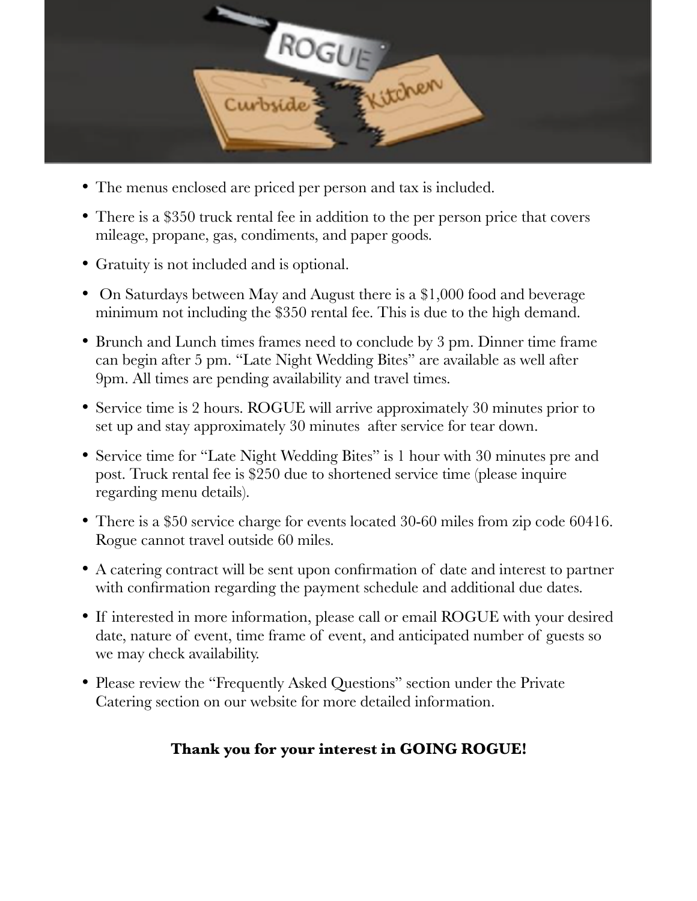- The menus enclosed are priced per person and tax is included.
- There is a $350 truck rental fee in addition to the per person price that covers mileage, propane, gas, condiments, and paper goods.
- Gratuity is not included and is optional.
- On Saturdays between May and August there is a $1,000 food and beverage minimum not including the $350 rental fee. This is due to the high demand.
- Brunch and Lunch times frames need to conclude by 3 pm. Dinner time frame can begin after 5 pm. "Late Night Wedding Bites" are available as well after 9pm. All times are pending availability and travel times.
- Service time is 2 hours. ROGUE will arrive approximately 30 minutes prior to set up and stay approximately 30 minutes after service for tear down.
- Service time for "Late Night Wedding Bites" is 1 hour with 30 minutes pre and post. Truck rental fee is $250 due to shortened service time (please inquire regarding menu details).
- There is a $50 service charge for events located 30-60 miles from zip code 60416. Rogue cannot travel outside 60 miles.
- A catering contract will be sent upon confirmation of date and interest to partner with confirmation regarding the payment schedule and additional due dates.
- If interested in more information, please call or email ROGUE with your desired date, nature of event, time frame of event, and anticipated number of guests so we may check availability.
- Please review the "Frequently Asked Questions" section under the Private Catering section on our website for more detailed information.

**Thank you for your interest in GOING ROGUE!**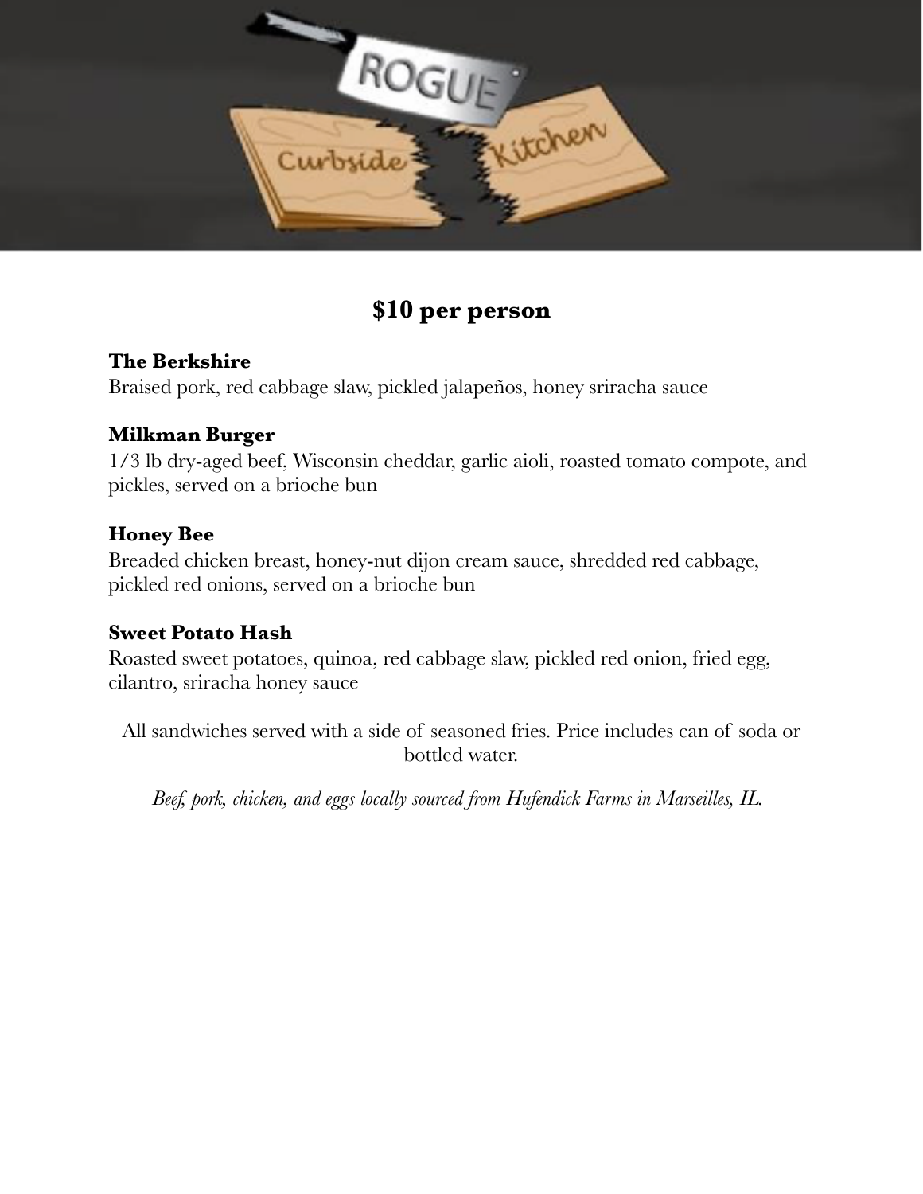ROGUE Curbside Kitchen

## $10 per person

**The Berkshire**
Braised pork, red cabbage slaw, pickled jalapeños, honey sriracha sauce

**Milkman Burger**
1/3 lb dry-aged beef, Wisconsin cheddar, garlic aioli, roasted tomato compote, and pickles, served on a brioche bun

**Honey Bee**
Breaded chicken breast, honey-nut dijon cream sauce, shredded red cabbage, pickled red onions, served on a brioche bun

**Sweet Potato Hash**
Roasted sweet potatoes, quinoa, red cabbage slaw, pickled red onion, fried egg, cilantro, sriracha honey sauce

All sandwiches served with a side of seasoned fries. Price includes can of soda or bottled water.

*Beef, pork, chicken, and eggs locally sourced from Hufendick Farms in Marseilles, IL.*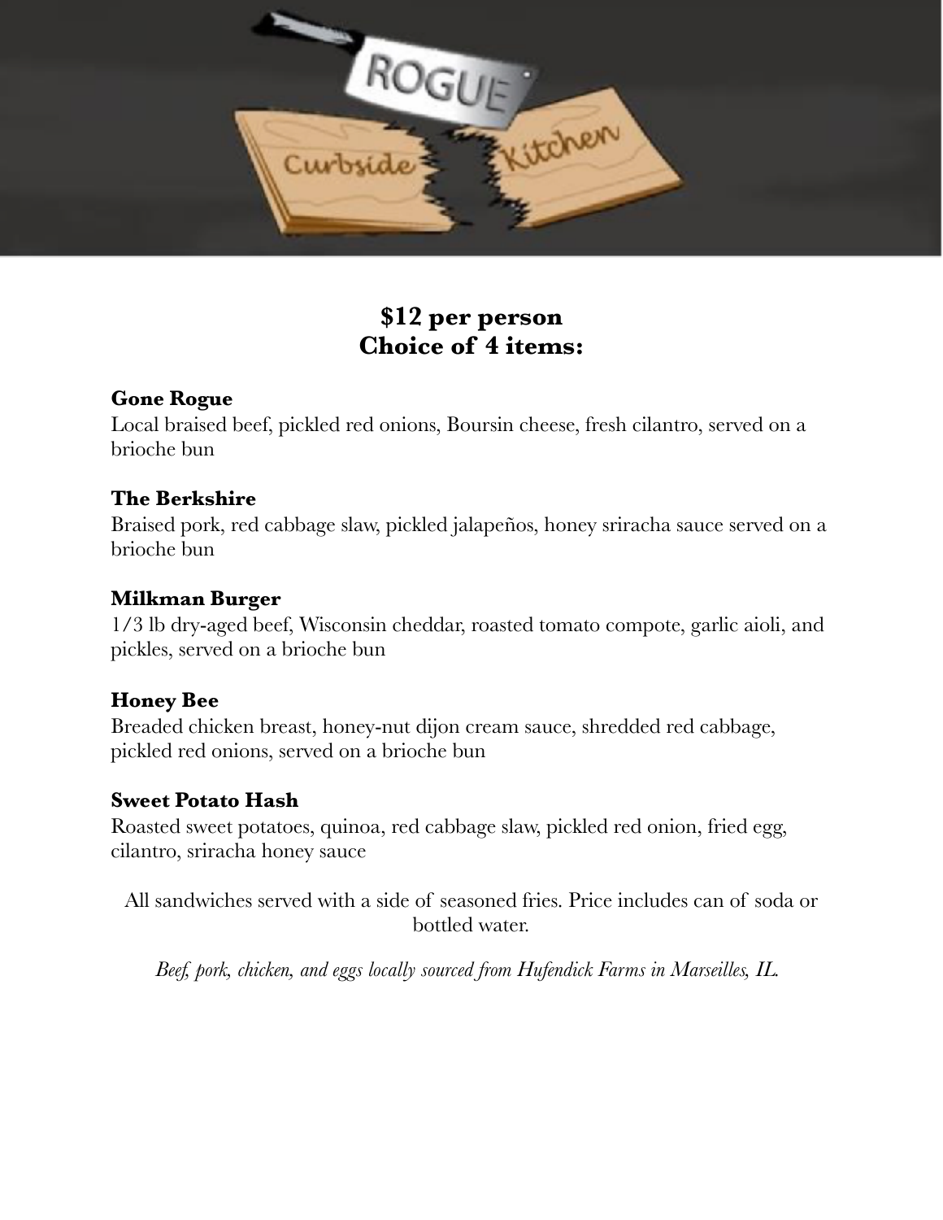**$12 per person**
**Choice of 4 items:**

**Gone Rogue**
Local braised beef, pickled red onions, Boursin cheese, fresh cilantro, served on a brioche bun

**The Berkshire**
Braised pork, red cabbage slaw, pickled jalapeños, honey sriracha sauce served on a brioche bun

**Milkman Burger**
1/3 lb dry-aged beef, Wisconsin cheddar, roasted tomato compote, garlic aioli, and pickles, served on a brioche bun

**Honey Bee**
Breaded chicken breast, honey-nut dijon cream sauce, shredded red cabbage, pickled red onions, served on a brioche bun

**Sweet Potato Hash**
Roasted sweet potatoes, quinoa, red cabbage slaw, pickled red onion, fried egg, cilantro, sriracha honey sauce

All sandwiches served with a side of seasoned fries. Price includes can of soda or bottled water.

*Beef, pork, chicken, and eggs locally sourced from Hufendick Farms in Marseilles, IL.*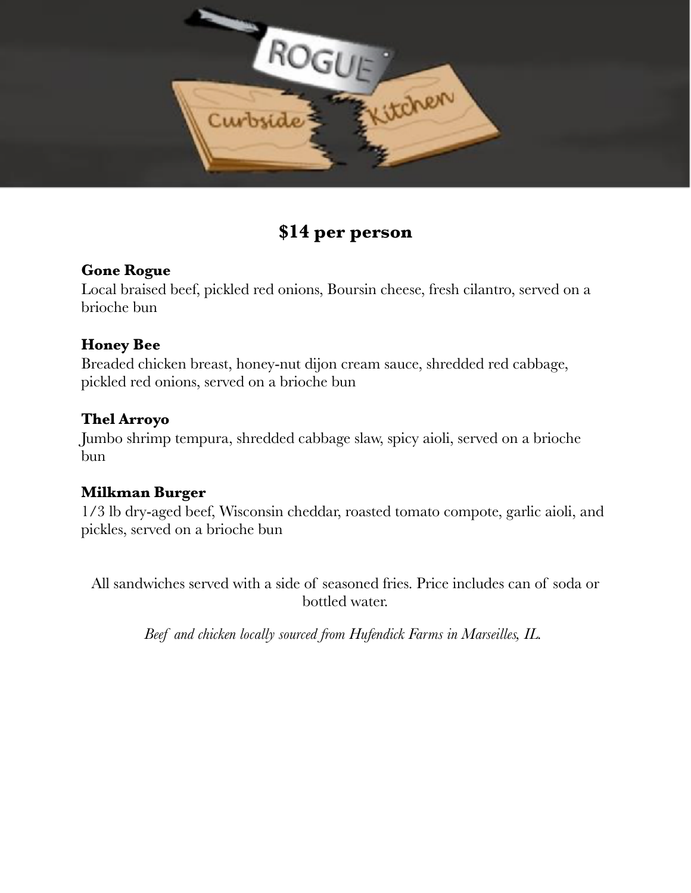ROGUE

Curbside Kitchen

## $14 per person

**Gone Rogue**
Local braised beef, pickled red onions, Boursin cheese, fresh cilantro, served on a brioche bun

**Honey Bee**
Breaded chicken breast, honey-nut dijon cream sauce, shredded red cabbage, pickled red onions, served on a brioche bun

**Thel Arroyo**
Jumbo shrimp tempura, shredded cabbage slaw, spicy aioli, served on a brioche bun

**Milkman Burger**
1/3 lb dry-aged beef, Wisconsin cheddar, roasted tomato compote, garlic aioli, and pickles, served on a brioche bun

All sandwiches served with a side of seasoned fries. Price includes can of soda or bottled water.

*Beef and chicken locally sourced from Hufendick Farms in Marseilles, IL.*